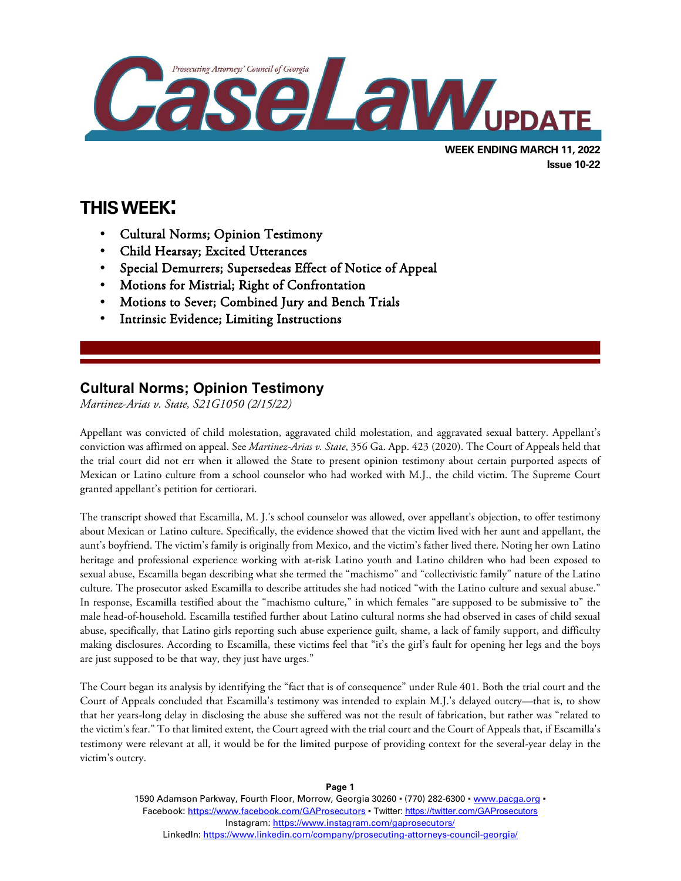Prosecuting Attorneys' Council of Georgia

# CaseLaw UPDATE

**WEEK ENDING MARCH 11, 2022**
**Issue 10-22**

## THIS WEEK:

- Cultural Norms; Opinion Testimony
- Child Hearsay; Excited Utterances
- Special Demurrers; Supersedeas Effect of Notice of Appeal
- Motions for Mistrial; Right of Confrontation
- Motions to Sever; Combined Jury and Bench Trials
- Intrinsic Evidence; Limiting Instructions

## Cultural Norms; Opinion Testimony

*Martinez-Arias v. State, S21G1050 (2/15/22)*

Appellant was convicted of child molestation, aggravated child molestation, and aggravated sexual battery. Appellant's conviction was affirmed on appeal. See *Martinez-Arias v. State*, 356 Ga. App. 423 (2020). The Court of Appeals held that the trial court did not err when it allowed the State to present opinion testimony about certain purported aspects of Mexican or Latino culture from a school counselor who had worked with M.J., the child victim. The Supreme Court granted appellant's petition for certiorari.

The transcript showed that Escamilla, M. J.'s school counselor was allowed, over appellant's objection, to offer testimony about Mexican or Latino culture. Specifically, the evidence showed that the victim lived with her aunt and appellant, the aunt's boyfriend. The victim's family is originally from Mexico, and the victim's father lived there. Noting her own Latino heritage and professional experience working with at-risk Latino youth and Latino children who had been exposed to sexual abuse, Escamilla began describing what she termed the "machismo" and "collectivistic family" nature of the Latino culture. The prosecutor asked Escamilla to describe attitudes she had noticed "with the Latino culture and sexual abuse." In response, Escamilla testified about the "machismo culture," in which females "are supposed to be submissive to" the male head-of-household. Escamilla testified further about Latino cultural norms she had observed in cases of child sexual abuse, specifically, that Latino girls reporting such abuse experience guilt, shame, a lack of family support, and difficulty making disclosures. According to Escamilla, these victims feel that "it's the girl's fault for opening her legs and the boys are just supposed to be that way, they just have urges."

The Court began its analysis by identifying the "fact that is of consequence" under Rule 401. Both the trial court and the Court of Appeals concluded that Escamilla's testimony was intended to explain M.J.'s delayed outcry—that is, to show that her years-long delay in disclosing the abuse she suffered was not the result of fabrication, but rather was "related to the victim's fear." To that limited extent, the Court agreed with the trial court and the Court of Appeals that, if Escamilla's testimony were relevant at all, it would be for the limited purpose of providing context for the several-year delay in the victim's outcry.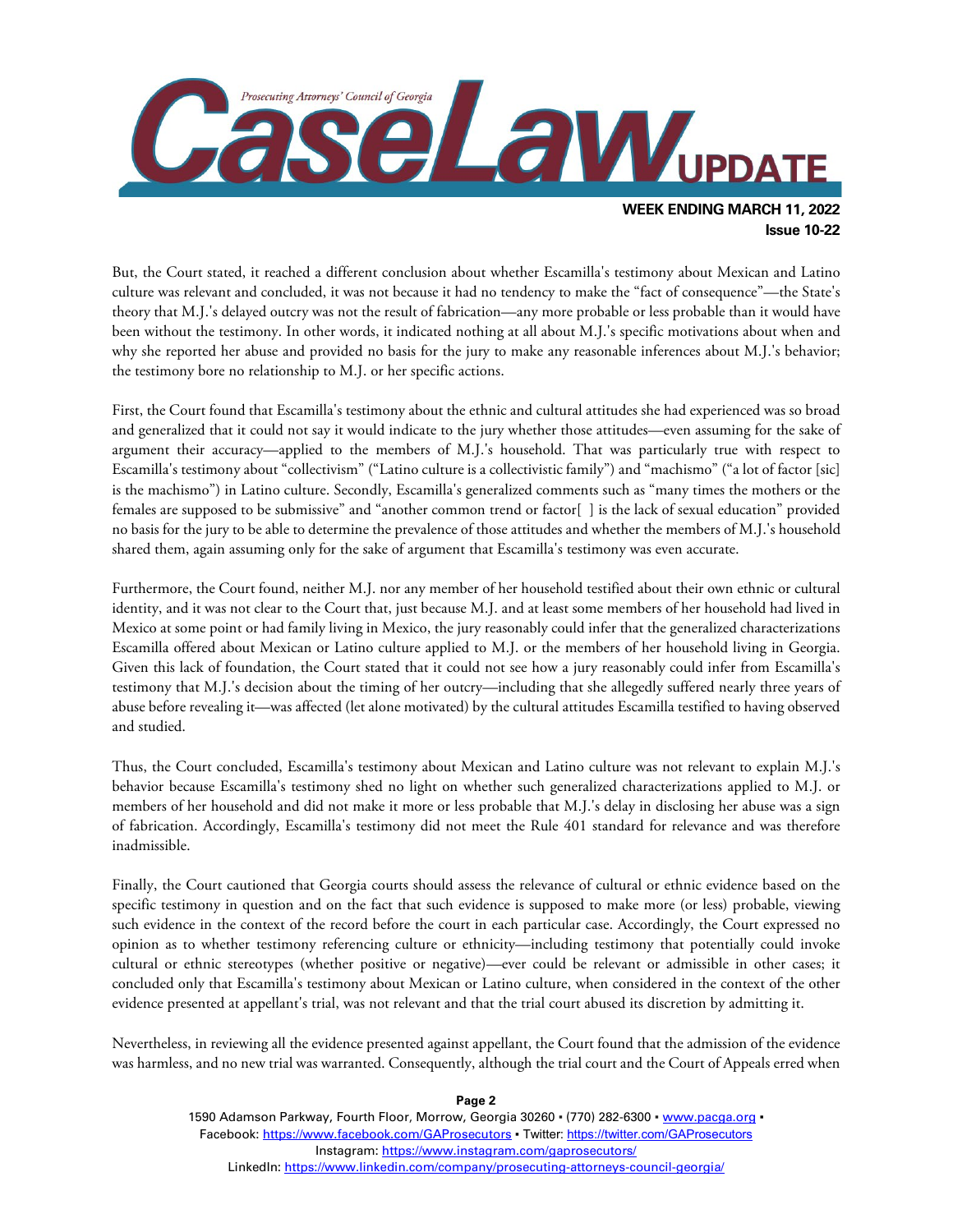But, the Court stated, it reached a different conclusion about whether Escamilla's testimony about Mexican and Latino culture was relevant and concluded, it was not because it had no tendency to make the "fact of consequence"—the State's theory that M.J.'s delayed outcry was not the result of fabrication—any more probable or less probable than it would have been without the testimony. In other words, it indicated nothing at all about M.J.'s specific motivations about when and why she reported her abuse and provided no basis for the jury to make any reasonable inferences about M.J.'s behavior; the testimony bore no relationship to M.J. or her specific actions.

First, the Court found that Escamilla's testimony about the ethnic and cultural attitudes she had experienced was so broad and generalized that it could not say it would indicate to the jury whether those attitudes—even assuming for the sake of argument their accuracy—applied to the members of M.J.'s household. That was particularly true with respect to Escamilla's testimony about "collectivism" ("Latino culture is a collectivistic family") and "machismo" ("a lot of factor [sic] is the machismo") in Latino culture. Secondly, Escamilla's generalized comments such as "many times the mothers or the females are supposed to be submissive" and "another common trend or factor[ ] is the lack of sexual education" provided no basis for the jury to be able to determine the prevalence of those attitudes and whether the members of M.J.'s household shared them, again assuming only for the sake of argument that Escamilla's testimony was even accurate.

Furthermore, the Court found, neither M.J. nor any member of her household testified about their own ethnic or cultural identity, and it was not clear to the Court that, just because M.J. and at least some members of her household had lived in Mexico at some point or had family living in Mexico, the jury reasonably could infer that the generalized characterizations Escamilla offered about Mexican or Latino culture applied to M.J. or the members of her household living in Georgia. Given this lack of foundation, the Court stated that it could not see how a jury reasonably could infer from Escamilla's testimony that M.J.'s decision about the timing of her outcry—including that she allegedly suffered nearly three years of abuse before revealing it—was affected (let alone motivated) by the cultural attitudes Escamilla testified to having observed and studied.

Thus, the Court concluded, Escamilla's testimony about Mexican and Latino culture was not relevant to explain M.J.'s behavior because Escamilla's testimony shed no light on whether such generalized characterizations applied to M.J. or members of her household and did not make it more or less probable that M.J.'s delay in disclosing her abuse was a sign of fabrication. Accordingly, Escamilla's testimony did not meet the Rule 401 standard for relevance and was therefore inadmissible.

Finally, the Court cautioned that Georgia courts should assess the relevance of cultural or ethnic evidence based on the specific testimony in question and on the fact that such evidence is supposed to make more (or less) probable, viewing such evidence in the context of the record before the court in each particular case. Accordingly, the Court expressed no opinion as to whether testimony referencing culture or ethnicity—including testimony that potentially could invoke cultural or ethnic stereotypes (whether positive or negative)—ever could be relevant or admissible in other cases; it concluded only that Escamilla's testimony about Mexican or Latino culture, when considered in the context of the other evidence presented at appellant's trial, was not relevant and that the trial court abused its discretion by admitting it.

Nevertheless, in reviewing all the evidence presented against appellant, the Court found that the admission of the evidence was harmless, and no new trial was warranted. Consequently, although the trial court and the Court of Appeals erred when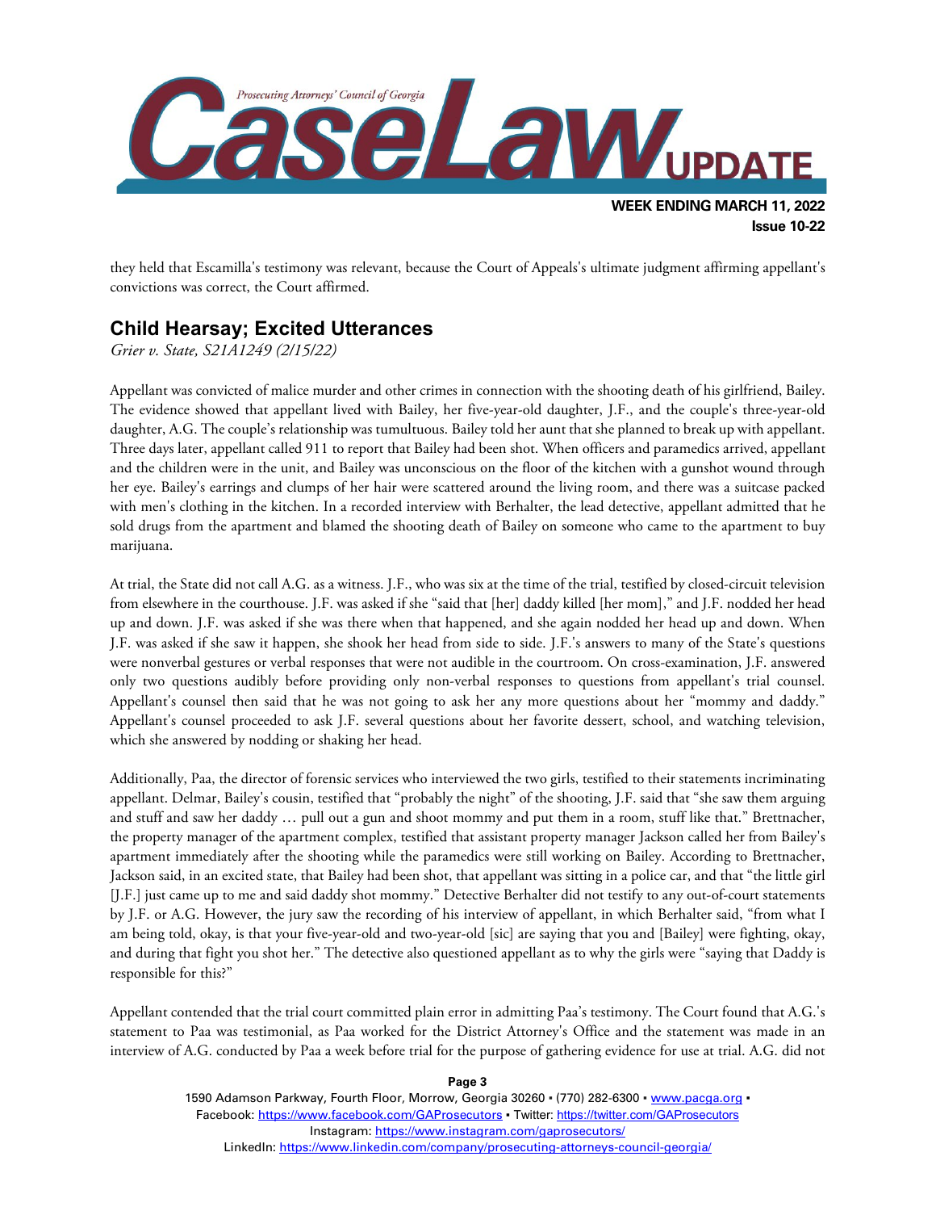they held that Escamilla's testimony was relevant, because the Court of Appeals's ultimate judgment affirming appellant's convictions was correct, the Court affirmed.

## Child Hearsay; Excited Utterances

*Grier v. State, S21A1249 (2/15/22)*

Appellant was convicted of malice murder and other crimes in connection with the shooting death of his girlfriend, Bailey. The evidence showed that appellant lived with Bailey, her five-year-old daughter, J.F., and the couple's three-year-old daughter, A.G. The couple's relationship was tumultuous. Bailey told her aunt that she planned to break up with appellant. Three days later, appellant called 911 to report that Bailey had been shot. When officers and paramedics arrived, appellant and the children were in the unit, and Bailey was unconscious on the floor of the kitchen with a gunshot wound through her eye. Bailey's earrings and clumps of her hair were scattered around the living room, and there was a suitcase packed with men's clothing in the kitchen. In a recorded interview with Berhalter, the lead detective, appellant admitted that he sold drugs from the apartment and blamed the shooting death of Bailey on someone who came to the apartment to buy marijuana.

At trial, the State did not call A.G. as a witness. J.F., who was six at the time of the trial, testified by closed-circuit television from elsewhere in the courthouse. J.F. was asked if she "said that [her] daddy killed [her mom]," and J.F. nodded her head up and down. J.F. was asked if she was there when that happened, and she again nodded her head up and down. When J.F. was asked if she saw it happen, she shook her head from side to side. J.F.'s answers to many of the State's questions were nonverbal gestures or verbal responses that were not audible in the courtroom. On cross-examination, J.F. answered only two questions audibly before providing only non-verbal responses to questions from appellant's trial counsel. Appellant's counsel then said that he was not going to ask her any more questions about her "mommy and daddy." Appellant's counsel proceeded to ask J.F. several questions about her favorite dessert, school, and watching television, which she answered by nodding or shaking her head.

Additionally, Paa, the director of forensic services who interviewed the two girls, testified to their statements incriminating appellant. Delmar, Bailey's cousin, testified that "probably the night" of the shooting, J.F. said that "she saw them arguing and stuff and saw her daddy … pull out a gun and shoot mommy and put them in a room, stuff like that." Brettnacher, the property manager of the apartment complex, testified that assistant property manager Jackson called her from Bailey's apartment immediately after the shooting while the paramedics were still working on Bailey. According to Brettnacher, Jackson said, in an excited state, that Bailey had been shot, that appellant was sitting in a police car, and that "the little girl [J.F.] just came up to me and said daddy shot mommy." Detective Berhalter did not testify to any out-of-court statements by J.F. or A.G. However, the jury saw the recording of his interview of appellant, in which Berhalter said, "from what I am being told, okay, is that your five-year-old and two-year-old [sic] are saying that you and [Bailey] were fighting, okay, and during that fight you shot her." The detective also questioned appellant as to why the girls were "saying that Daddy is responsible for this?"

Appellant contended that the trial court committed plain error in admitting Paa's testimony. The Court found that A.G.'s statement to Paa was testimonial, as Paa worked for the District Attorney's Office and the statement was made in an interview of A.G. conducted by Paa a week before trial for the purpose of gathering evidence for use at trial. A.G. did not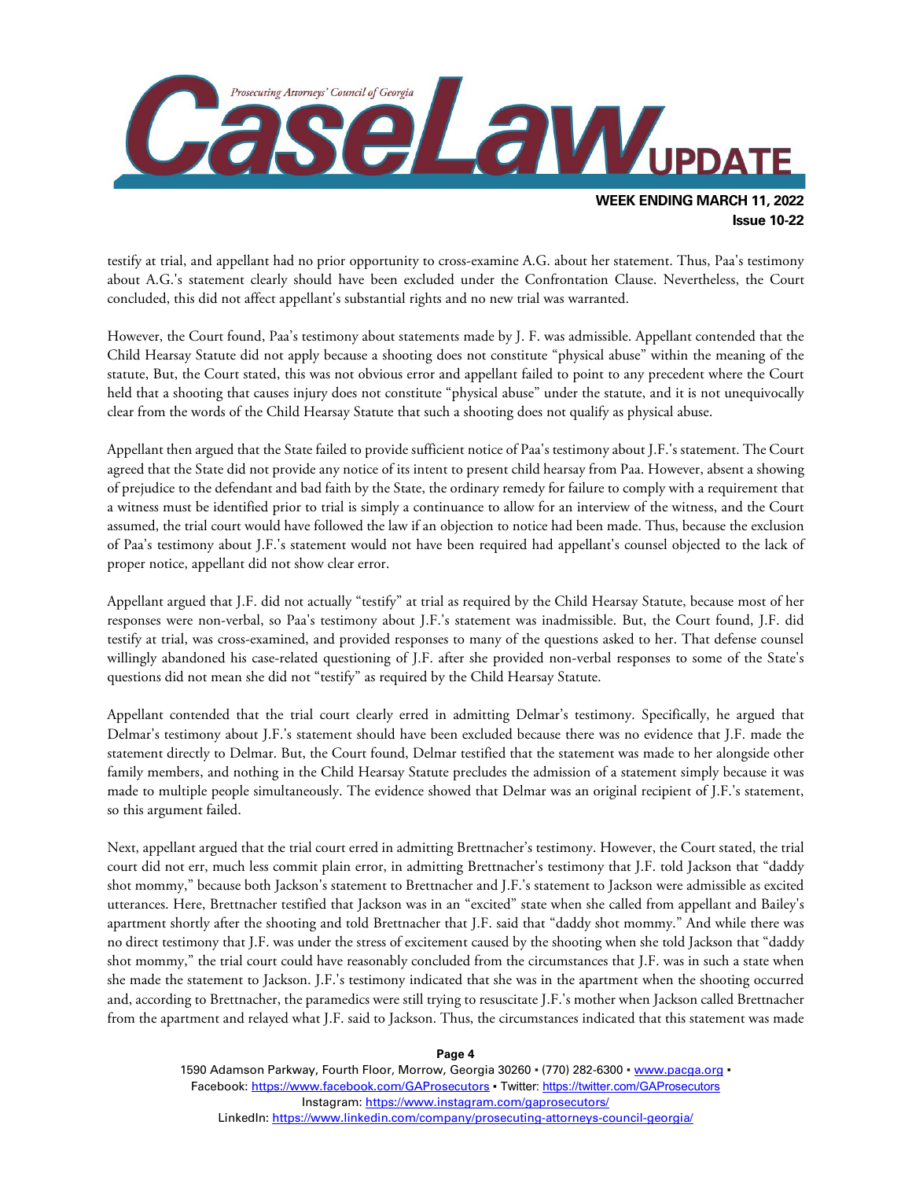testify at trial, and appellant had no prior opportunity to cross-examine A.G. about her statement. Thus, Paa's testimony about A.G.'s statement clearly should have been excluded under the Confrontation Clause. Nevertheless, the Court concluded, this did not affect appellant's substantial rights and no new trial was warranted.

However, the Court found, Paa's testimony about statements made by J. F. was admissible. Appellant contended that the Child Hearsay Statute did not apply because a shooting does not constitute "physical abuse" within the meaning of the statute, But, the Court stated, this was not obvious error and appellant failed to point to any precedent where the Court held that a shooting that causes injury does not constitute "physical abuse" under the statute, and it is not unequivocally clear from the words of the Child Hearsay Statute that such a shooting does not qualify as physical abuse.

Appellant then argued that the State failed to provide sufficient notice of Paa's testimony about J.F.'s statement. The Court agreed that the State did not provide any notice of its intent to present child hearsay from Paa. However, absent a showing of prejudice to the defendant and bad faith by the State, the ordinary remedy for failure to comply with a requirement that a witness must be identified prior to trial is simply a continuance to allow for an interview of the witness, and the Court assumed, the trial court would have followed the law if an objection to notice had been made. Thus, because the exclusion of Paa's testimony about J.F.'s statement would not have been required had appellant's counsel objected to the lack of proper notice, appellant did not show clear error.

Appellant argued that J.F. did not actually "testify" at trial as required by the Child Hearsay Statute, because most of her responses were non-verbal, so Paa's testimony about J.F.'s statement was inadmissible. But, the Court found, J.F. did testify at trial, was cross-examined, and provided responses to many of the questions asked to her. That defense counsel willingly abandoned his case-related questioning of J.F. after she provided non-verbal responses to some of the State's questions did not mean she did not "testify" as required by the Child Hearsay Statute.

Appellant contended that the trial court clearly erred in admitting Delmar's testimony. Specifically, he argued that Delmar's testimony about J.F.'s statement should have been excluded because there was no evidence that J.F. made the statement directly to Delmar. But, the Court found, Delmar testified that the statement was made to her alongside other family members, and nothing in the Child Hearsay Statute precludes the admission of a statement simply because it was made to multiple people simultaneously. The evidence showed that Delmar was an original recipient of J.F.'s statement, so this argument failed.

Next, appellant argued that the trial court erred in admitting Brettnacher's testimony. However, the Court stated, the trial court did not err, much less commit plain error, in admitting Brettnacher's testimony that J.F. told Jackson that "daddy shot mommy," because both Jackson's statement to Brettnacher and J.F.'s statement to Jackson were admissible as excited utterances. Here, Brettnacher testified that Jackson was in an "excited" state when she called from appellant and Bailey's apartment shortly after the shooting and told Brettnacher that J.F. said that "daddy shot mommy." And while there was no direct testimony that J.F. was under the stress of excitement caused by the shooting when she told Jackson that "daddy shot mommy," the trial court could have reasonably concluded from the circumstances that J.F. was in such a state when she made the statement to Jackson. J.F.'s testimony indicated that she was in the apartment when the shooting occurred and, according to Brettnacher, the paramedics were still trying to resuscitate J.F.'s mother when Jackson called Brettnacher from the apartment and relayed what J.F. said to Jackson. Thus, the circumstances indicated that this statement was made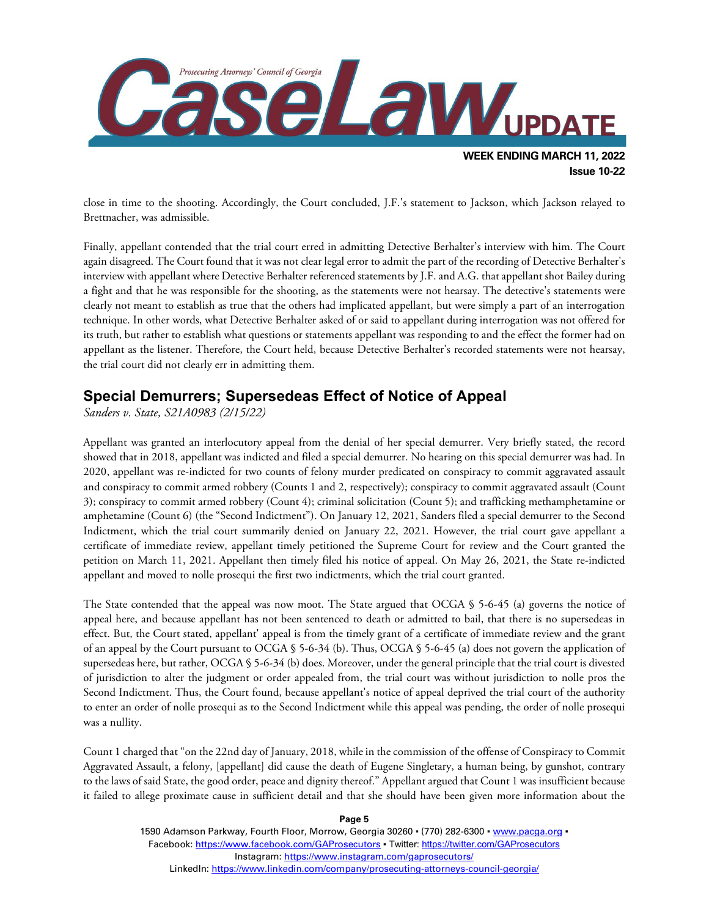close in time to the shooting. Accordingly, the Court concluded, J.F.'s statement to Jackson, which Jackson relayed to Brettnacher, was admissible.

Finally, appellant contended that the trial court erred in admitting Detective Berhalter's interview with him. The Court again disagreed. The Court found that it was not clear legal error to admit the part of the recording of Detective Berhalter's interview with appellant where Detective Berhalter referenced statements by J.F. and A.G. that appellant shot Bailey during a fight and that he was responsible for the shooting, as the statements were not hearsay. The detective's statements were clearly not meant to establish as true that the others had implicated appellant, but were simply a part of an interrogation technique. In other words, what Detective Berhalter asked of or said to appellant during interrogation was not offered for its truth, but rather to establish what questions or statements appellant was responding to and the effect the former had on appellant as the listener. Therefore, the Court held, because Detective Berhalter's recorded statements were not hearsay, the trial court did not clearly err in admitting them.

## Special Demurrers; Supersedeas Effect of Notice of Appeal

*Sanders v. State, S21A0983 (2/15/22)*

Appellant was granted an interlocutory appeal from the denial of her special demurrer. Very briefly stated, the record showed that in 2018, appellant was indicted and filed a special demurrer. No hearing on this special demurrer was had. In 2020, appellant was re-indicted for two counts of felony murder predicated on conspiracy to commit aggravated assault and conspiracy to commit armed robbery (Counts 1 and 2, respectively); conspiracy to commit aggravated assault (Count 3); conspiracy to commit armed robbery (Count 4); criminal solicitation (Count 5); and trafficking methamphetamine or amphetamine (Count 6) (the "Second Indictment"). On January 12, 2021, Sanders filed a special demurrer to the Second Indictment, which the trial court summarily denied on January 22, 2021. However, the trial court gave appellant a certificate of immediate review, appellant timely petitioned the Supreme Court for review and the Court granted the petition on March 11, 2021. Appellant then timely filed his notice of appeal. On May 26, 2021, the State re-indicted appellant and moved to nolle prosequi the first two indictments, which the trial court granted.

The State contended that the appeal was now moot. The State argued that OCGA § 5-6-45 (a) governs the notice of appeal here, and because appellant has not been sentenced to death or admitted to bail, that there is no supersedeas in effect. But, the Court stated, appellant' appeal is from the timely grant of a certificate of immediate review and the grant of an appeal by the Court pursuant to OCGA § 5-6-34 (b). Thus, OCGA § 5-6-45 (a) does not govern the application of supersedeas here, but rather, OCGA § 5-6-34 (b) does. Moreover, under the general principle that the trial court is divested of jurisdiction to alter the judgment or order appealed from, the trial court was without jurisdiction to nolle pros the Second Indictment. Thus, the Court found, because appellant's notice of appeal deprived the trial court of the authority to enter an order of nolle prosequi as to the Second Indictment while this appeal was pending, the order of nolle prosequi was a nullity.

Count 1 charged that "on the 22nd day of January, 2018, while in the commission of the offense of Conspiracy to Commit Aggravated Assault, a felony, [appellant] did cause the death of Eugene Singletary, a human being, by gunshot, contrary to the laws of said State, the good order, peace and dignity thereof." Appellant argued that Count 1 was insufficient because it failed to allege proximate cause in sufficient detail and that she should have been given more information about the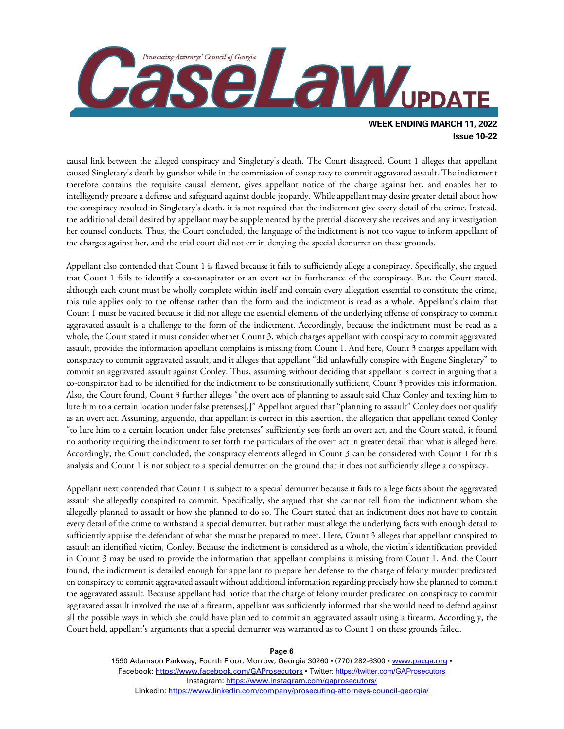causal link between the alleged conspiracy and Singletary's death. The Court disagreed. Count 1 alleges that appellant caused Singletary's death by gunshot while in the commission of conspiracy to commit aggravated assault. The indictment therefore contains the requisite causal element, gives appellant notice of the charge against her, and enables her to intelligently prepare a defense and safeguard against double jeopardy. While appellant may desire greater detail about how the conspiracy resulted in Singletary's death, it is not required that the indictment give every detail of the crime. Instead, the additional detail desired by appellant may be supplemented by the pretrial discovery she receives and any investigation her counsel conducts. Thus, the Court concluded, the language of the indictment is not too vague to inform appellant of the charges against her, and the trial court did not err in denying the special demurrer on these grounds.

Appellant also contended that Count 1 is flawed because it fails to sufficiently allege a conspiracy. Specifically, she argued that Count 1 fails to identify a co-conspirator or an overt act in furtherance of the conspiracy. But, the Court stated, although each count must be wholly complete within itself and contain every allegation essential to constitute the crime, this rule applies only to the offense rather than the form and the indictment is read as a whole. Appellant's claim that Count 1 must be vacated because it did not allege the essential elements of the underlying offense of conspiracy to commit aggravated assault is a challenge to the form of the indictment. Accordingly, because the indictment must be read as a whole, the Court stated it must consider whether Count 3, which charges appellant with conspiracy to commit aggravated assault, provides the information appellant complains is missing from Count 1. And here, Count 3 charges appellant with conspiracy to commit aggravated assault, and it alleges that appellant "did unlawfully conspire with Eugene Singletary" to commit an aggravated assault against Conley. Thus, assuming without deciding that appellant is correct in arguing that a co-conspirator had to be identified for the indictment to be constitutionally sufficient, Count 3 provides this information. Also, the Court found, Count 3 further alleges "the overt acts of planning to assault said Chaz Conley and texting him to lure him to a certain location under false pretenses[.]" Appellant argued that "planning to assault" Conley does not qualify as an overt act. Assuming, arguendo, that appellant is correct in this assertion, the allegation that appellant texted Conley "to lure him to a certain location under false pretenses" sufficiently sets forth an overt act, and the Court stated, it found no authority requiring the indictment to set forth the particulars of the overt act in greater detail than what is alleged here. Accordingly, the Court concluded, the conspiracy elements alleged in Count 3 can be considered with Count 1 for this analysis and Count 1 is not subject to a special demurrer on the ground that it does not sufficiently allege a conspiracy.

Appellant next contended that Count 1 is subject to a special demurrer because it fails to allege facts about the aggravated assault she allegedly conspired to commit. Specifically, she argued that she cannot tell from the indictment whom she allegedly planned to assault or how she planned to do so. The Court stated that an indictment does not have to contain every detail of the crime to withstand a special demurrer, but rather must allege the underlying facts with enough detail to sufficiently apprise the defendant of what she must be prepared to meet. Here, Count 3 alleges that appellant conspired to assault an identified victim, Conley. Because the indictment is considered as a whole, the victim's identification provided in Count 3 may be used to provide the information that appellant complains is missing from Count 1. And, the Court found, the indictment is detailed enough for appellant to prepare her defense to the charge of felony murder predicated on conspiracy to commit aggravated assault without additional information regarding precisely how she planned to commit the aggravated assault. Because appellant had notice that the charge of felony murder predicated on conspiracy to commit aggravated assault involved the use of a firearm, appellant was sufficiently informed that she would need to defend against all the possible ways in which she could have planned to commit an aggravated assault using a firearm. Accordingly, the Court held, appellant's arguments that a special demurrer was warranted as to Count 1 on these grounds failed.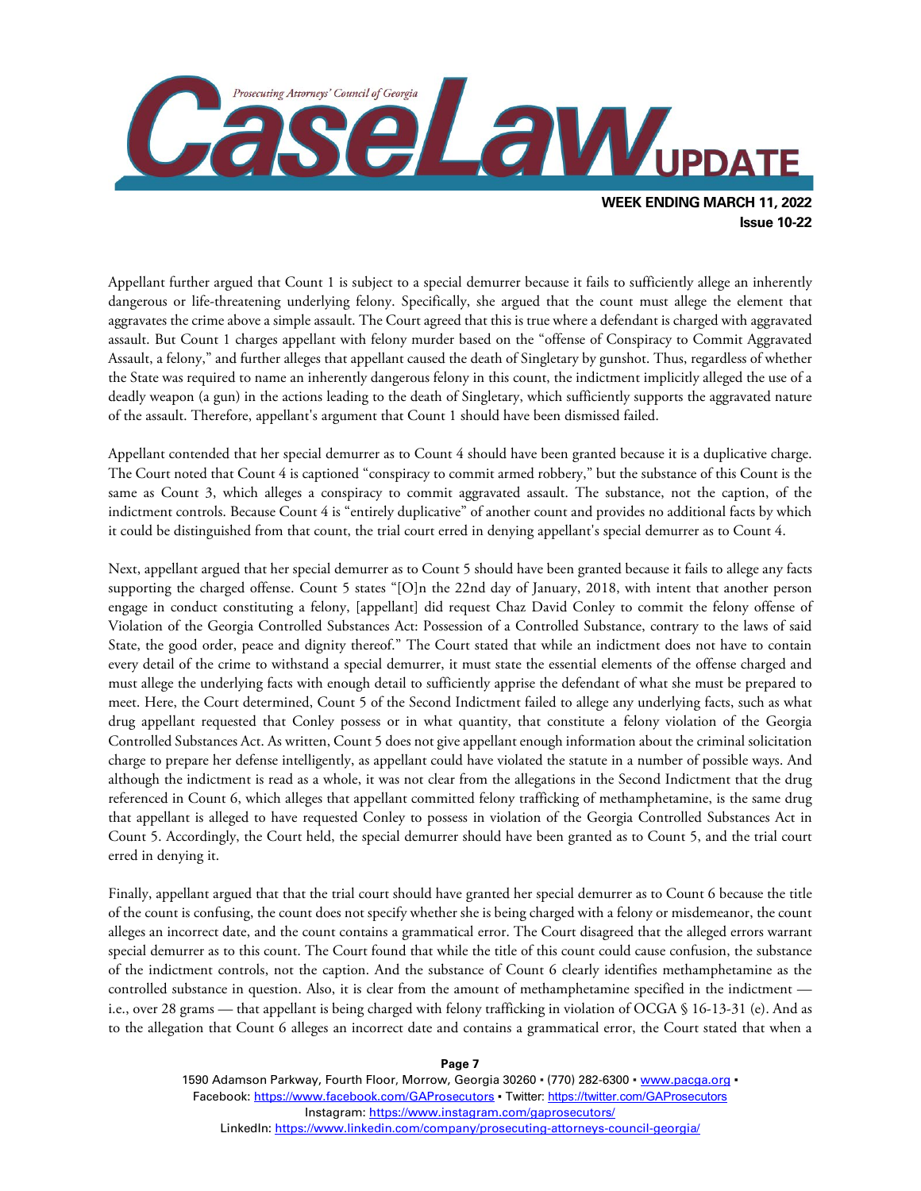Appellant further argued that Count 1 is subject to a special demurrer because it fails to sufficiently allege an inherently dangerous or life-threatening underlying felony. Specifically, she argued that the count must allege the element that aggravates the crime above a simple assault. The Court agreed that this is true where a defendant is charged with aggravated assault. But Count 1 charges appellant with felony murder based on the "offense of Conspiracy to Commit Aggravated Assault, a felony," and further alleges that appellant caused the death of Singletary by gunshot. Thus, regardless of whether the State was required to name an inherently dangerous felony in this count, the indictment implicitly alleged the use of a deadly weapon (a gun) in the actions leading to the death of Singletary, which sufficiently supports the aggravated nature of the assault. Therefore, appellant's argument that Count 1 should have been dismissed failed.

Appellant contended that her special demurrer as to Count 4 should have been granted because it is a duplicative charge. The Court noted that Count 4 is captioned "conspiracy to commit armed robbery," but the substance of this Count is the same as Count 3, which alleges a conspiracy to commit aggravated assault. The substance, not the caption, of the indictment controls. Because Count 4 is "entirely duplicative" of another count and provides no additional facts by which it could be distinguished from that count, the trial court erred in denying appellant's special demurrer as to Count 4.

Next, appellant argued that her special demurrer as to Count 5 should have been granted because it fails to allege any facts supporting the charged offense. Count 5 states "[O]n the 22nd day of January, 2018, with intent that another person engage in conduct constituting a felony, [appellant] did request Chaz David Conley to commit the felony offense of Violation of the Georgia Controlled Substances Act: Possession of a Controlled Substance, contrary to the laws of said State, the good order, peace and dignity thereof." The Court stated that while an indictment does not have to contain every detail of the crime to withstand a special demurrer, it must state the essential elements of the offense charged and must allege the underlying facts with enough detail to sufficiently apprise the defendant of what she must be prepared to meet. Here, the Court determined, Count 5 of the Second Indictment failed to allege any underlying facts, such as what drug appellant requested that Conley possess or in what quantity, that constitute a felony violation of the Georgia Controlled Substances Act. As written, Count 5 does not give appellant enough information about the criminal solicitation charge to prepare her defense intelligently, as appellant could have violated the statute in a number of possible ways. And although the indictment is read as a whole, it was not clear from the allegations in the Second Indictment that the drug referenced in Count 6, which alleges that appellant committed felony trafficking of methamphetamine, is the same drug that appellant is alleged to have requested Conley to possess in violation of the Georgia Controlled Substances Act in Count 5. Accordingly, the Court held, the special demurrer should have been granted as to Count 5, and the trial court erred in denying it.

Finally, appellant argued that that the trial court should have granted her special demurrer as to Count 6 because the title of the count is confusing, the count does not specify whether she is being charged with a felony or misdemeanor, the count alleges an incorrect date, and the count contains a grammatical error. The Court disagreed that the alleged errors warrant special demurrer as to this count. The Court found that while the title of this count could cause confusion, the substance of the indictment controls, not the caption. And the substance of Count 6 clearly identifies methamphetamine as the controlled substance in question. Also, it is clear from the amount of methamphetamine specified in the indictment — i.e., over 28 grams — that appellant is being charged with felony trafficking in violation of OCGA § 16-13-31 (e). And as to the allegation that Count 6 alleges an incorrect date and contains a grammatical error, the Court stated that when a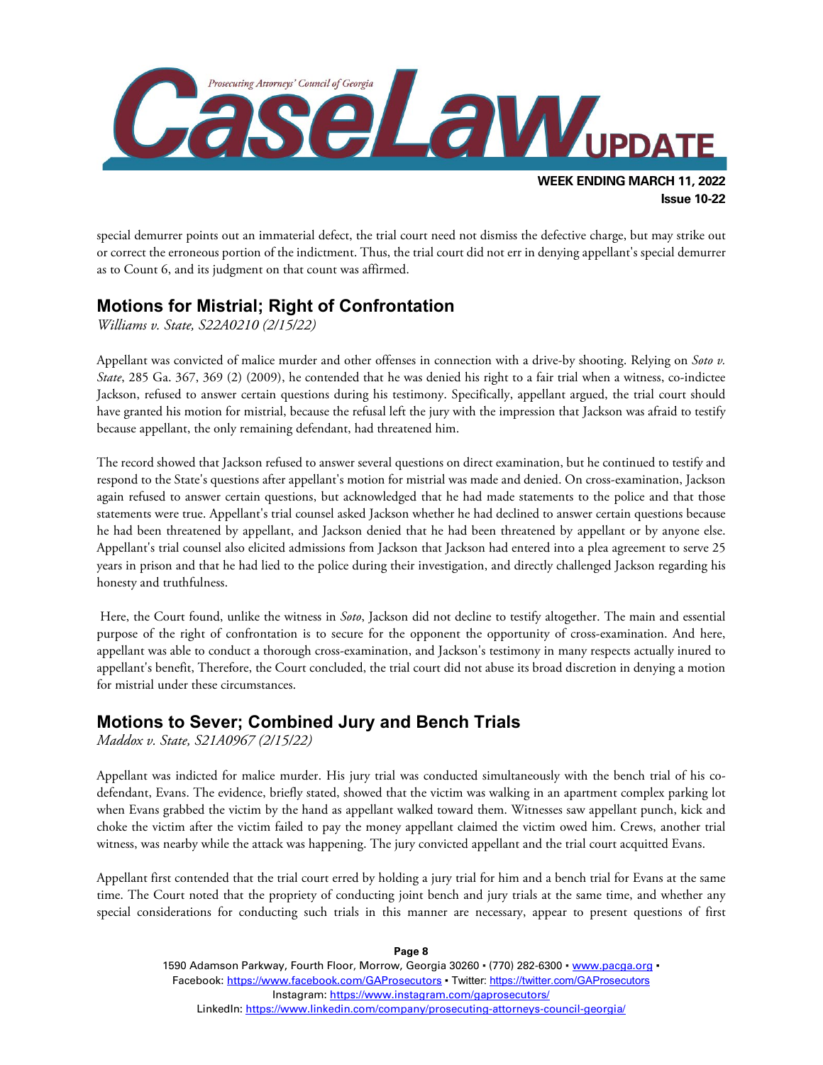special demurrer points out an immaterial defect, the trial court need not dismiss the defective charge, but may strike out or correct the erroneous portion of the indictment. Thus, the trial court did not err in denying appellant's special demurrer as to Count 6, and its judgment on that count was affirmed.

## Motions for Mistrial; Right of Confrontation

*Williams v. State, S22A0210 (2/15/22)*

Appellant was convicted of malice murder and other offenses in connection with a drive-by shooting. Relying on *Soto v. State*, 285 Ga. 367, 369 (2) (2009), he contended that he was denied his right to a fair trial when a witness, co-indictee Jackson, refused to answer certain questions during his testimony. Specifically, appellant argued, the trial court should have granted his motion for mistrial, because the refusal left the jury with the impression that Jackson was afraid to testify because appellant, the only remaining defendant, had threatened him.

The record showed that Jackson refused to answer several questions on direct examination, but he continued to testify and respond to the State's questions after appellant's motion for mistrial was made and denied. On cross-examination, Jackson again refused to answer certain questions, but acknowledged that he had made statements to the police and that those statements were true. Appellant's trial counsel asked Jackson whether he had declined to answer certain questions because he had been threatened by appellant, and Jackson denied that he had been threatened by appellant or by anyone else. Appellant's trial counsel also elicited admissions from Jackson that Jackson had entered into a plea agreement to serve 25 years in prison and that he had lied to the police during their investigation, and directly challenged Jackson regarding his honesty and truthfulness.

Here, the Court found, unlike the witness in *Soto*, Jackson did not decline to testify altogether. The main and essential purpose of the right of confrontation is to secure for the opponent the opportunity of cross-examination. And here, appellant was able to conduct a thorough cross-examination, and Jackson's testimony in many respects actually inured to appellant's benefit, Therefore, the Court concluded, the trial court did not abuse its broad discretion in denying a motion for mistrial under these circumstances.

## Motions to Sever; Combined Jury and Bench Trials

*Maddox v. State, S21A0967 (2/15/22)*

Appellant was indicted for malice murder. His jury trial was conducted simultaneously with the bench trial of his co-defendant, Evans. The evidence, briefly stated, showed that the victim was walking in an apartment complex parking lot when Evans grabbed the victim by the hand as appellant walked toward them. Witnesses saw appellant punch, kick and choke the victim after the victim failed to pay the money appellant claimed the victim owed him. Crews, another trial witness, was nearby while the attack was happening. The jury convicted appellant and the trial court acquitted Evans.

Appellant first contended that the trial court erred by holding a jury trial for him and a bench trial for Evans at the same time. The Court noted that the propriety of conducting joint bench and jury trials at the same time, and whether any special considerations for conducting such trials in this manner are necessary, appear to present questions of first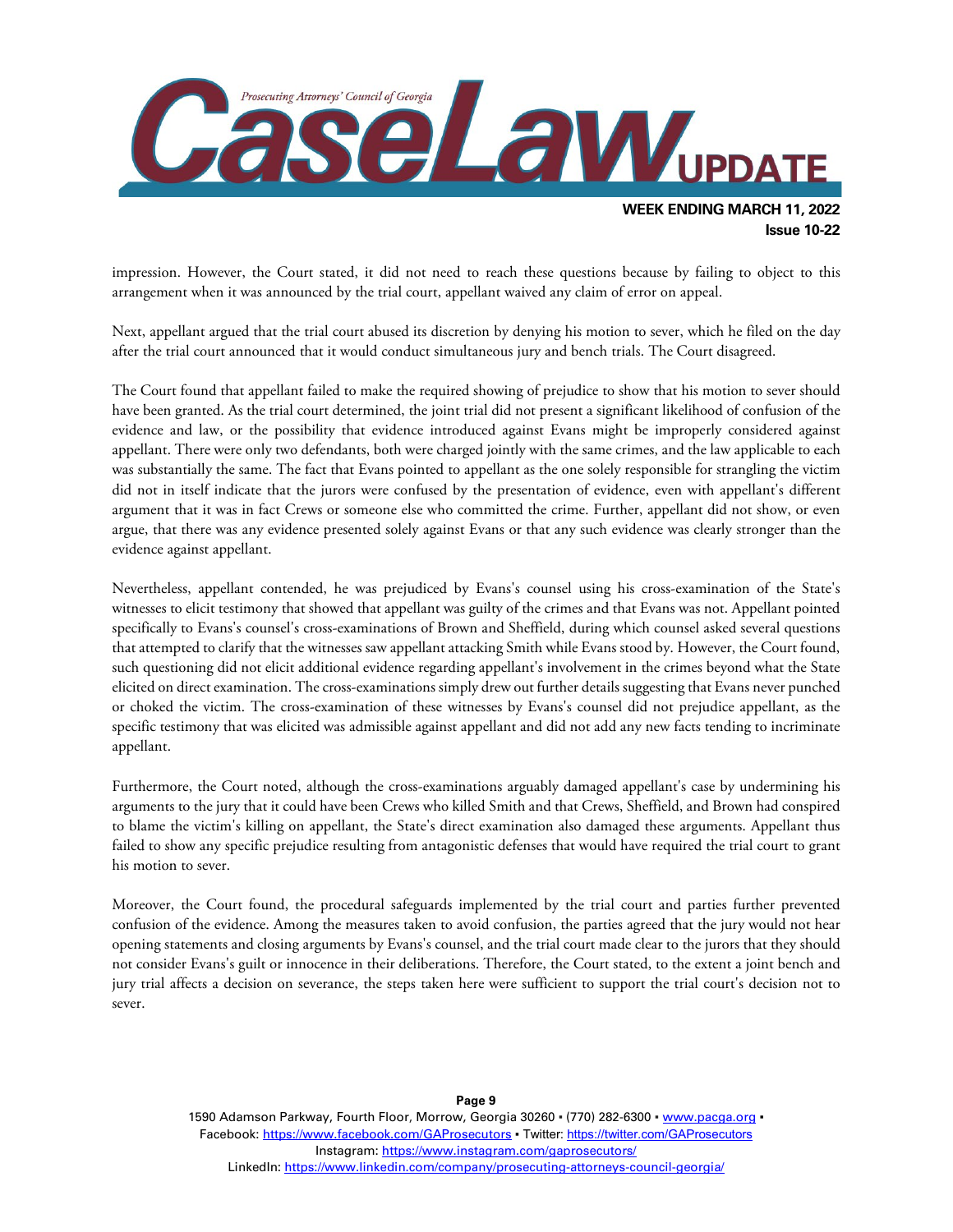impression. However, the Court stated, it did not need to reach these questions because by failing to object to this arrangement when it was announced by the trial court, appellant waived any claim of error on appeal.

Next, appellant argued that the trial court abused its discretion by denying his motion to sever, which he filed on the day after the trial court announced that it would conduct simultaneous jury and bench trials. The Court disagreed.

The Court found that appellant failed to make the required showing of prejudice to show that his motion to sever should have been granted. As the trial court determined, the joint trial did not present a significant likelihood of confusion of the evidence and law, or the possibility that evidence introduced against Evans might be improperly considered against appellant. There were only two defendants, both were charged jointly with the same crimes, and the law applicable to each was substantially the same. The fact that Evans pointed to appellant as the one solely responsible for strangling the victim did not in itself indicate that the jurors were confused by the presentation of evidence, even with appellant's different argument that it was in fact Crews or someone else who committed the crime. Further, appellant did not show, or even argue, that there was any evidence presented solely against Evans or that any such evidence was clearly stronger than the evidence against appellant.

Nevertheless, appellant contended, he was prejudiced by Evans's counsel using his cross-examination of the State's witnesses to elicit testimony that showed that appellant was guilty of the crimes and that Evans was not. Appellant pointed specifically to Evans's counsel's cross-examinations of Brown and Sheffield, during which counsel asked several questions that attempted to clarify that the witnesses saw appellant attacking Smith while Evans stood by. However, the Court found, such questioning did not elicit additional evidence regarding appellant's involvement in the crimes beyond what the State elicited on direct examination. The cross-examinations simply drew out further details suggesting that Evans never punched or choked the victim. The cross-examination of these witnesses by Evans's counsel did not prejudice appellant, as the specific testimony that was elicited was admissible against appellant and did not add any new facts tending to incriminate appellant.

Furthermore, the Court noted, although the cross-examinations arguably damaged appellant's case by undermining his arguments to the jury that it could have been Crews who killed Smith and that Crews, Sheffield, and Brown had conspired to blame the victim's killing on appellant, the State's direct examination also damaged these arguments. Appellant thus failed to show any specific prejudice resulting from antagonistic defenses that would have required the trial court to grant his motion to sever.

Moreover, the Court found, the procedural safeguards implemented by the trial court and parties further prevented confusion of the evidence. Among the measures taken to avoid confusion, the parties agreed that the jury would not hear opening statements and closing arguments by Evans's counsel, and the trial court made clear to the jurors that they should not consider Evans's guilt or innocence in their deliberations. Therefore, the Court stated, to the extent a joint bench and jury trial affects a decision on severance, the steps taken here were sufficient to support the trial court's decision not to sever.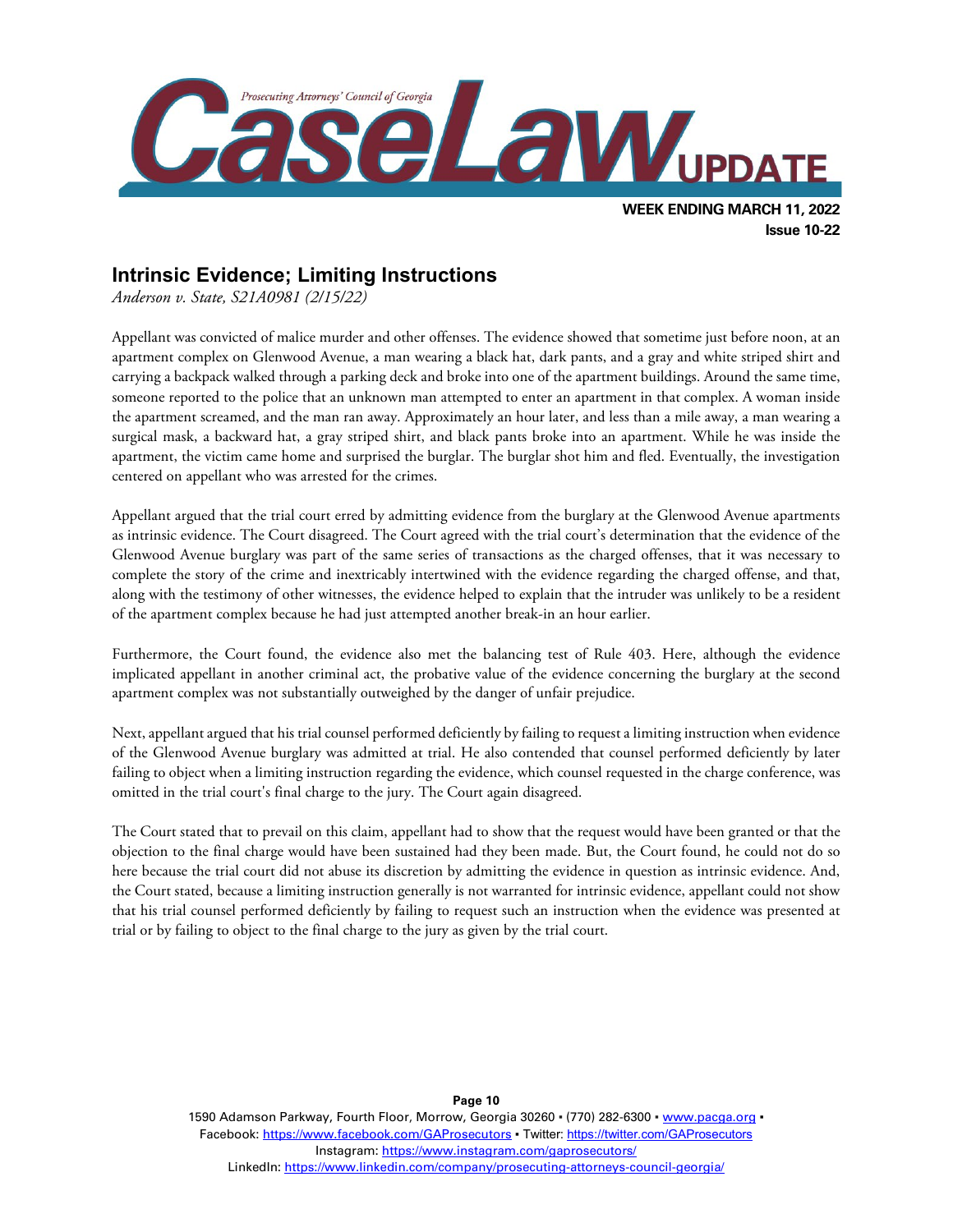# Intrinsic Evidence; Limiting Instructions

*Anderson v. State, S21A0981 (2/15/22)*

Appellant was convicted of malice murder and other offenses. The evidence showed that sometime just before noon, at an apartment complex on Glenwood Avenue, a man wearing a black hat, dark pants, and a gray and white striped shirt and carrying a backpack walked through a parking deck and broke into one of the apartment buildings. Around the same time, someone reported to the police that an unknown man attempted to enter an apartment in that complex. A woman inside the apartment screamed, and the man ran away. Approximately an hour later, and less than a mile away, a man wearing a surgical mask, a backward hat, a gray striped shirt, and black pants broke into an apartment. While he was inside the apartment, the victim came home and surprised the burglar. The burglar shot him and fled. Eventually, the investigation centered on appellant who was arrested for the crimes.

Appellant argued that the trial court erred by admitting evidence from the burglary at the Glenwood Avenue apartments as intrinsic evidence. The Court disagreed. The Court agreed with the trial court's determination that the evidence of the Glenwood Avenue burglary was part of the same series of transactions as the charged offenses, that it was necessary to complete the story of the crime and inextricably intertwined with the evidence regarding the charged offense, and that, along with the testimony of other witnesses, the evidence helped to explain that the intruder was unlikely to be a resident of the apartment complex because he had just attempted another break-in an hour earlier.

Furthermore, the Court found, the evidence also met the balancing test of Rule 403. Here, although the evidence implicated appellant in another criminal act, the probative value of the evidence concerning the burglary at the second apartment complex was not substantially outweighed by the danger of unfair prejudice.

Next, appellant argued that his trial counsel performed deficiently by failing to request a limiting instruction when evidence of the Glenwood Avenue burglary was admitted at trial. He also contended that counsel performed deficiently by later failing to object when a limiting instruction regarding the evidence, which counsel requested in the charge conference, was omitted in the trial court's final charge to the jury. The Court again disagreed.

The Court stated that to prevail on this claim, appellant had to show that the request would have been granted or that the objection to the final charge would have been sustained had they been made. But, the Court found, he could not do so here because the trial court did not abuse its discretion by admitting the evidence in question as intrinsic evidence. And, the Court stated, because a limiting instruction generally is not warranted for intrinsic evidence, appellant could not show that his trial counsel performed deficiently by failing to request such an instruction when the evidence was presented at trial or by failing to object to the final charge to the jury as given by the trial court.